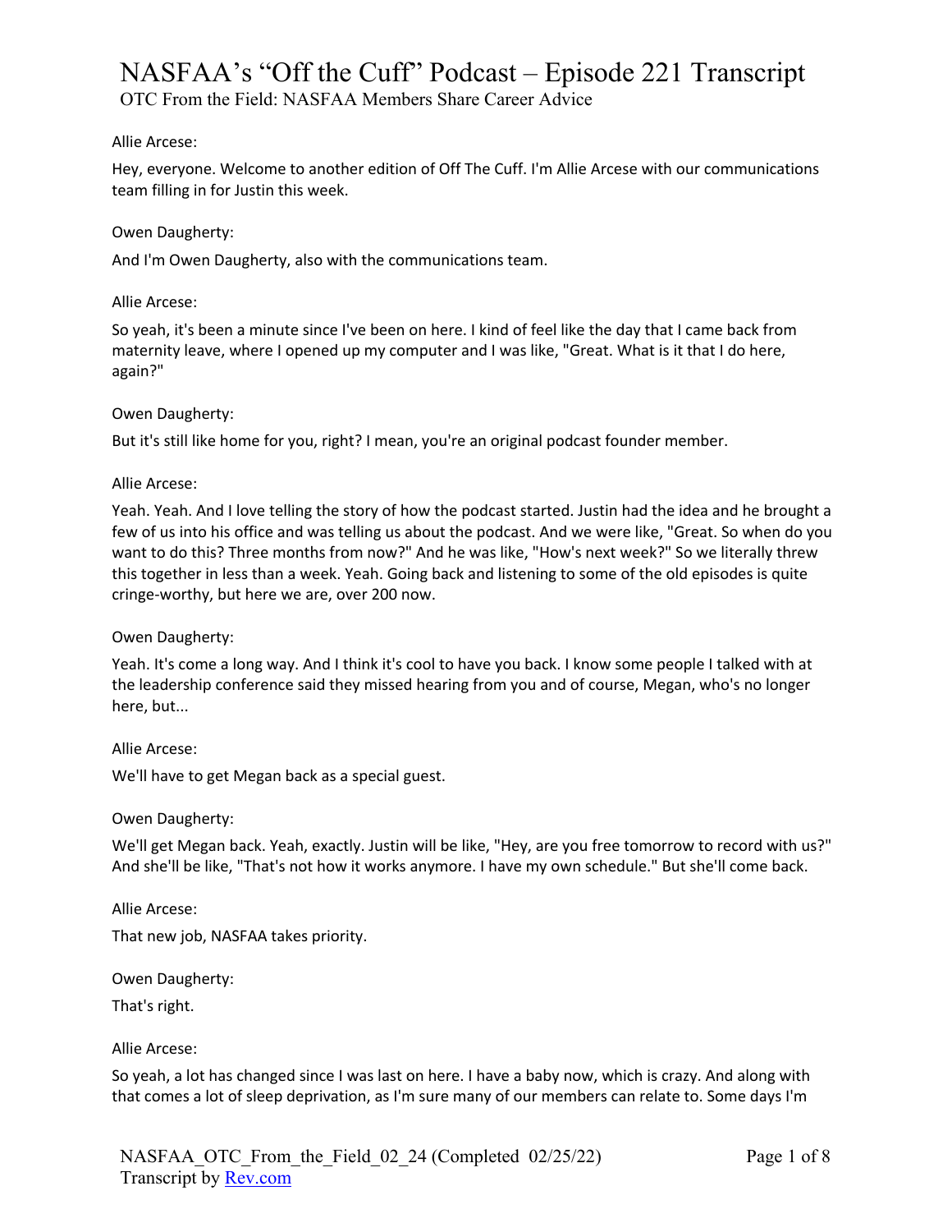# NASFAA's "Off the Cuff" Podcast – Episode 221 Transcript

OTC From the Field: NASFAA Members Share Career Advice

Allie Arcese:

Hey, everyone. Welcome to another edition of Off The Cuff. I'm Allie Arcese with our communications team filling in for Justin this week.

Owen Daugherty:

And I'm Owen Daugherty, also with the communications team.

Allie Arcese:

So yeah, it's been a minute since I've been on here. I kind of feel like the day that I came back from maternity leave, where I opened up my computer and I was like, "Great. What is it that I do here, again?"

Owen Daugherty:

But it's still like home for you, right? I mean, you're an original podcast founder member.

Allie Arcese:

Yeah. Yeah. And I love telling the story of how the podcast started. Justin had the idea and he brought a few of us into his office and was telling us about the podcast. And we were like, "Great. So when do you want to do this? Three months from now?" And he was like, "How's next week?" So we literally threw this together in less than a week. Yeah. Going back and listening to some of the old episodes is quite cringe-worthy, but here we are, over 200 now.

Owen Daugherty:

Yeah. It's come a long way. And I think it's cool to have you back. I know some people I talked with at the leadership conference said they missed hearing from you and of course, Megan, who's no longer here, but...

Allie Arcese:

We'll have to get Megan back as a special guest.

Owen Daugherty:

We'll get Megan back. Yeah, exactly. Justin will be like, "Hey, are you free tomorrow to record with us?" And she'll be like, "That's not how it works anymore. I have my own schedule." But she'll come back.

Allie Arcese:

That new job, NASFAA takes priority.

Owen Daugherty:

That's right.

Allie Arcese:

So yeah, a lot has changed since I was last on here. I have a baby now, which is crazy. And along with that comes a lot of sleep deprivation, as I'm sure many of our members can relate to. Some days I'm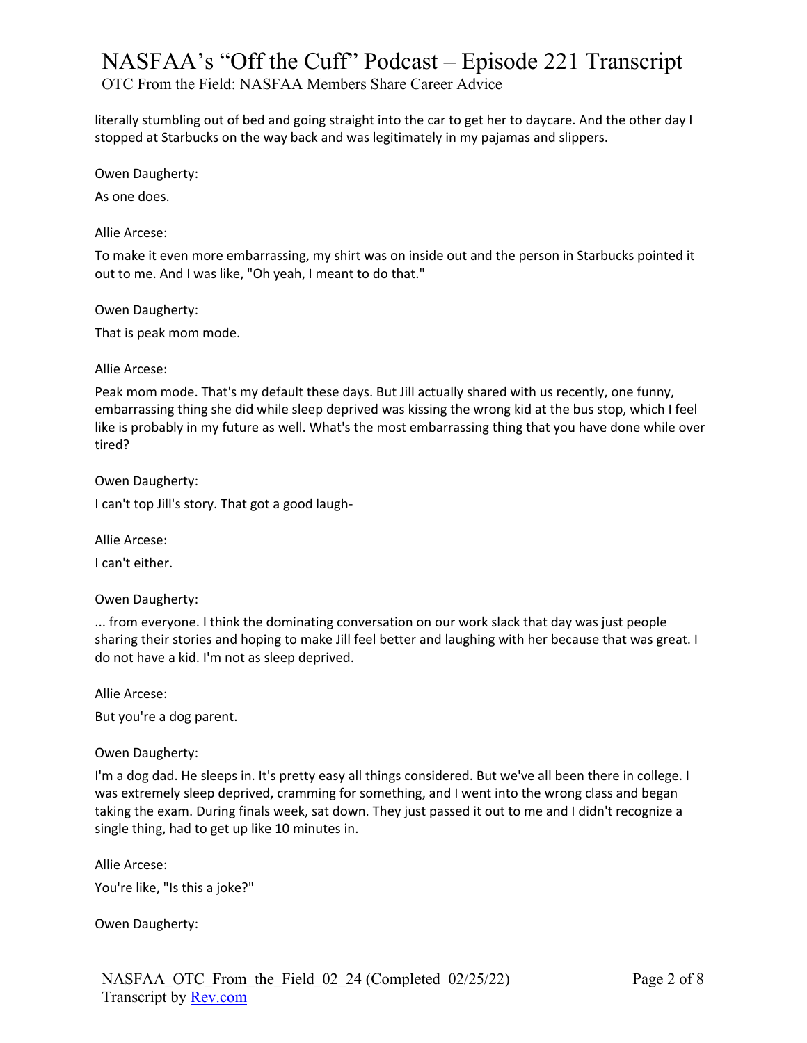literally stumbling out of bed and going straight into the car to get her to daycare. And the other day I stopped at Starbucks on the way back and was legitimately in my pajamas and slippers.

Owen Daugherty:

As one does.

Allie Arcese:

To make it even more embarrassing, my shirt was on inside out and the person in Starbucks pointed it out to me. And I was like, "Oh yeah, I meant to do that."

Owen Daugherty:

That is peak mom mode.

Allie Arcese:

Peak mom mode. That's my default these days. But Jill actually shared with us recently, one funny, embarrassing thing she did while sleep deprived was kissing the wrong kid at the bus stop, which I feel like is probably in my future as well. What's the most embarrassing thing that you have done while over tired?

Owen Daugherty:

I can't top Jill's story. That got a good laugh-

Allie Arcese:

I can't either.

Owen Daugherty:

... from everyone. I think the dominating conversation on our work slack that day was just people sharing their stories and hoping to make Jill feel better and laughing with her because that was great. I do not have a kid. I'm not as sleep deprived.

Allie Arcese:

But you're a dog parent.

Owen Daugherty:

I'm a dog dad. He sleeps in. It's pretty easy all things considered. But we've all been there in college. I was extremely sleep deprived, cramming for something, and I went into the wrong class and began taking the exam. During finals week, sat down. They just passed it out to me and I didn't recognize a single thing, had to get up like 10 minutes in.

Allie Arcese:

You're like, "Is this a joke?"

Owen Daugherty: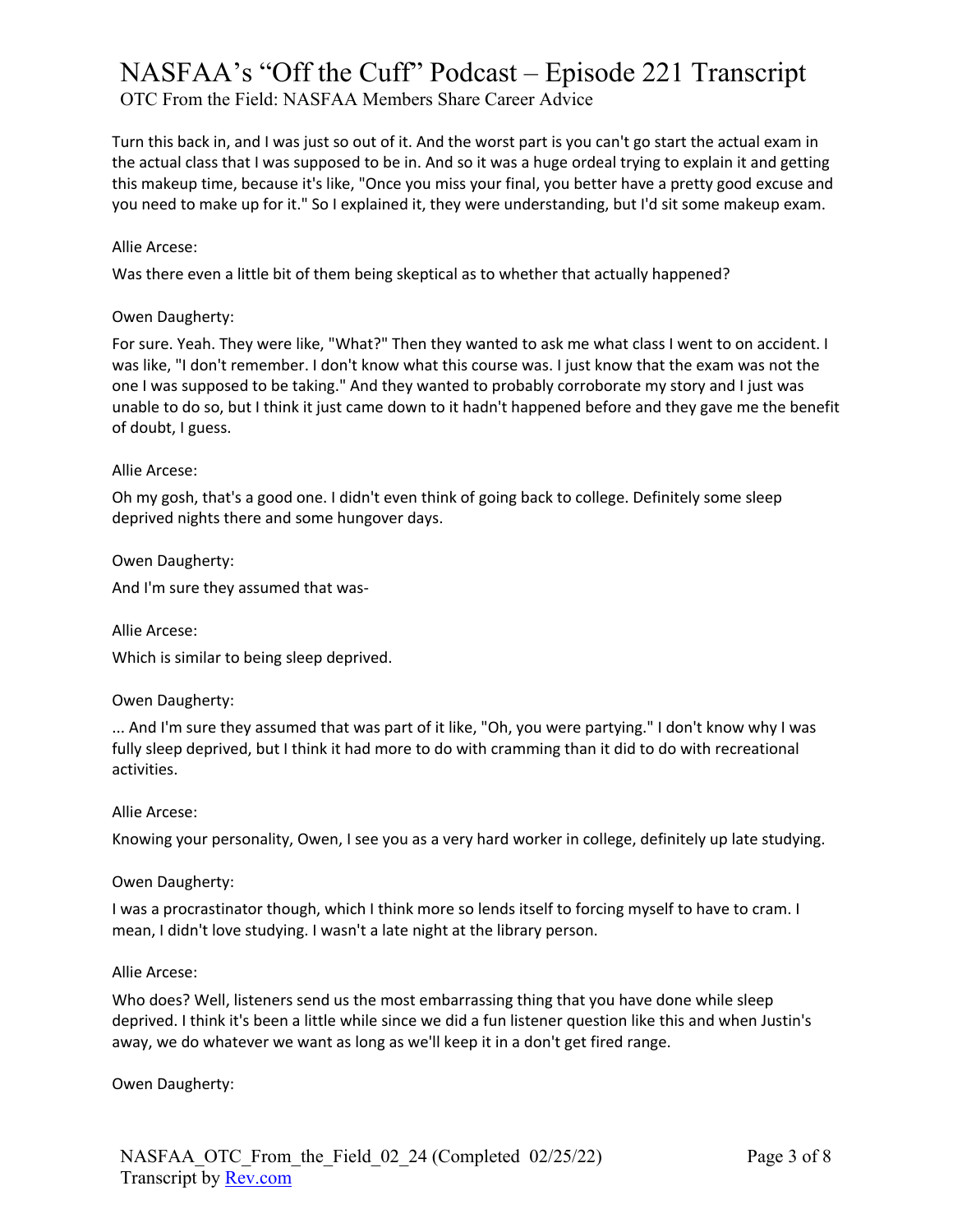Turn this back in, and I was just so out of it. And the worst part is you can't go start the actual exam in the actual class that I was supposed to be in. And so it was a huge ordeal trying to explain it and getting this makeup time, because it's like, "Once you miss your final, you better have a pretty good excuse and you need to make up for it." So I explained it, they were understanding, but I'd sit some makeup exam.

Allie Arcese:

Was there even a little bit of them being skeptical as to whether that actually happened?

Owen Daugherty:

For sure. Yeah. They were like, "What?" Then they wanted to ask me what class I went to on accident. I was like, "I don't remember. I don't know what this course was. I just know that the exam was not the one I was supposed to be taking." And they wanted to probably corroborate my story and I just was unable to do so, but I think it just came down to it hadn't happened before and they gave me the benefit of doubt, I guess.

Allie Arcese:

Oh my gosh, that's a good one. I didn't even think of going back to college. Definitely some sleep deprived nights there and some hungover days.

Owen Daugherty:

And I'm sure they assumed that was-

Allie Arcese:

Which is similar to being sleep deprived.

Owen Daugherty:

... And I'm sure they assumed that was part of it like, "Oh, you were partying." I don't know why I was fully sleep deprived, but I think it had more to do with cramming than it did to do with recreational activities.

Allie Arcese:

Knowing your personality, Owen, I see you as a very hard worker in college, definitely up late studying.

Owen Daugherty:

I was a procrastinator though, which I think more so lends itself to forcing myself to have to cram. I mean, I didn't love studying. I wasn't a late night at the library person.

Allie Arcese:

Who does? Well, listeners send us the most embarrassing thing that you have done while sleep deprived. I think it's been a little while since we did a fun listener question like this and when Justin's away, we do whatever we want as long as we'll keep it in a don't get fired range.

Owen Daugherty: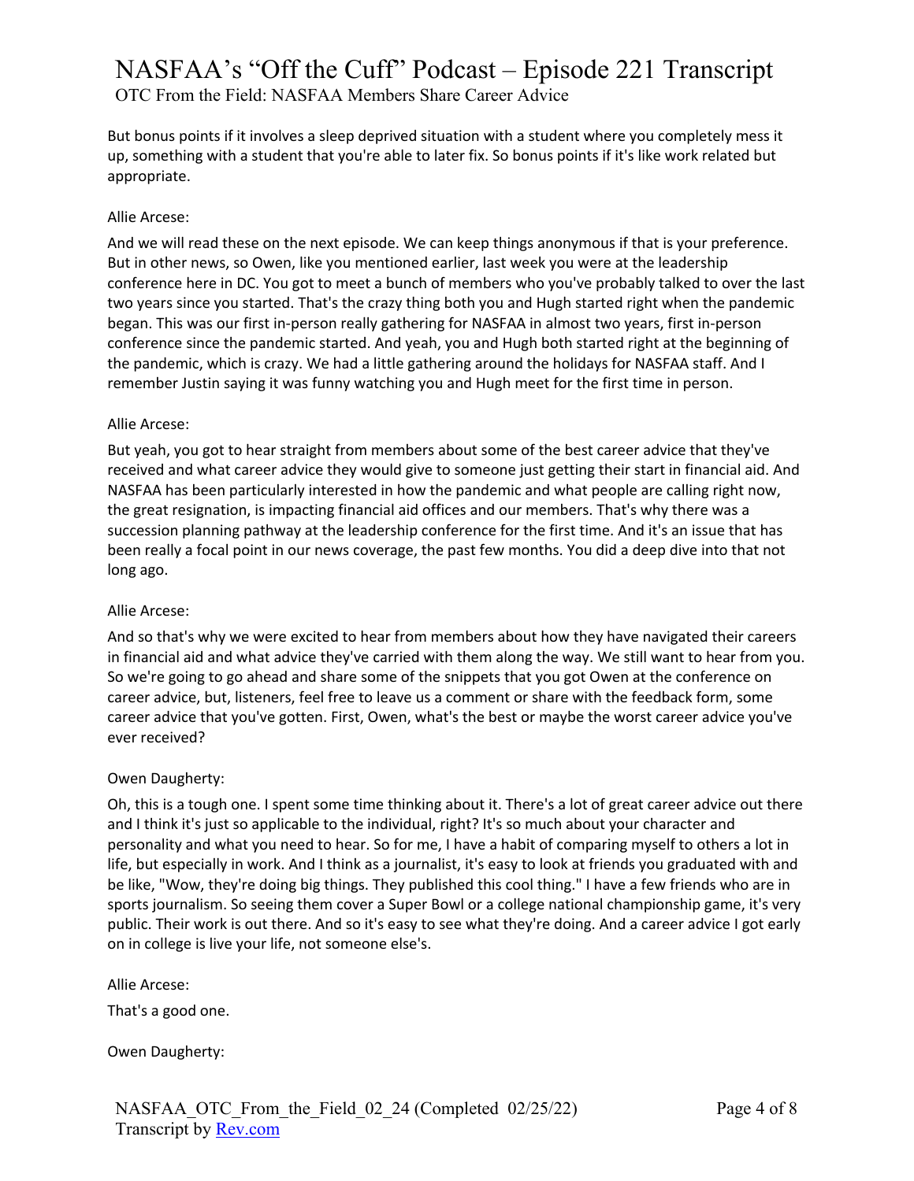But bonus points if it involves a sleep deprived situation with a student where you completely mess it up, something with a student that you're able to later fix. So bonus points if it's like work related but appropriate.

Allie Arcese:

And we will read these on the next episode. We can keep things anonymous if that is your preference. But in other news, so Owen, like you mentioned earlier, last week you were at the leadership conference here in DC. You got to meet a bunch of members who you've probably talked to over the last two years since you started. That's the crazy thing both you and Hugh started right when the pandemic began. This was our first in-person really gathering for NASFAA in almost two years, first in-person conference since the pandemic started. And yeah, you and Hugh both started right at the beginning of the pandemic, which is crazy. We had a little gathering around the holidays for NASFAA staff. And I remember Justin saying it was funny watching you and Hugh meet for the first time in person.

Allie Arcese:

But yeah, you got to hear straight from members about some of the best career advice that they've received and what career advice they would give to someone just getting their start in financial aid. And NASFAA has been particularly interested in how the pandemic and what people are calling right now, the great resignation, is impacting financial aid offices and our members. That's why there was a succession planning pathway at the leadership conference for the first time. And it's an issue that has been really a focal point in our news coverage, the past few months. You did a deep dive into that not long ago.

Allie Arcese:

And so that's why we were excited to hear from members about how they have navigated their careers in financial aid and what advice they've carried with them along the way. We still want to hear from you. So we're going to go ahead and share some of the snippets that you got Owen at the conference on career advice, but, listeners, feel free to leave us a comment or share with the feedback form, some career advice that you've gotten. First, Owen, what's the best or maybe the worst career advice you've ever received?

Owen Daugherty:

Oh, this is a tough one. I spent some time thinking about it. There's a lot of great career advice out there and I think it's just so applicable to the individual, right? It's so much about your character and personality and what you need to hear. So for me, I have a habit of comparing myself to others a lot in life, but especially in work. And I think as a journalist, it's easy to look at friends you graduated with and be like, "Wow, they're doing big things. They published this cool thing." I have a few friends who are in sports journalism. So seeing them cover a Super Bowl or a college national championship game, it's very public. Their work is out there. And so it's easy to see what they're doing. And a career advice I got early on in college is live your life, not someone else's.

Allie Arcese:

That's a good one.

Owen Daugherty: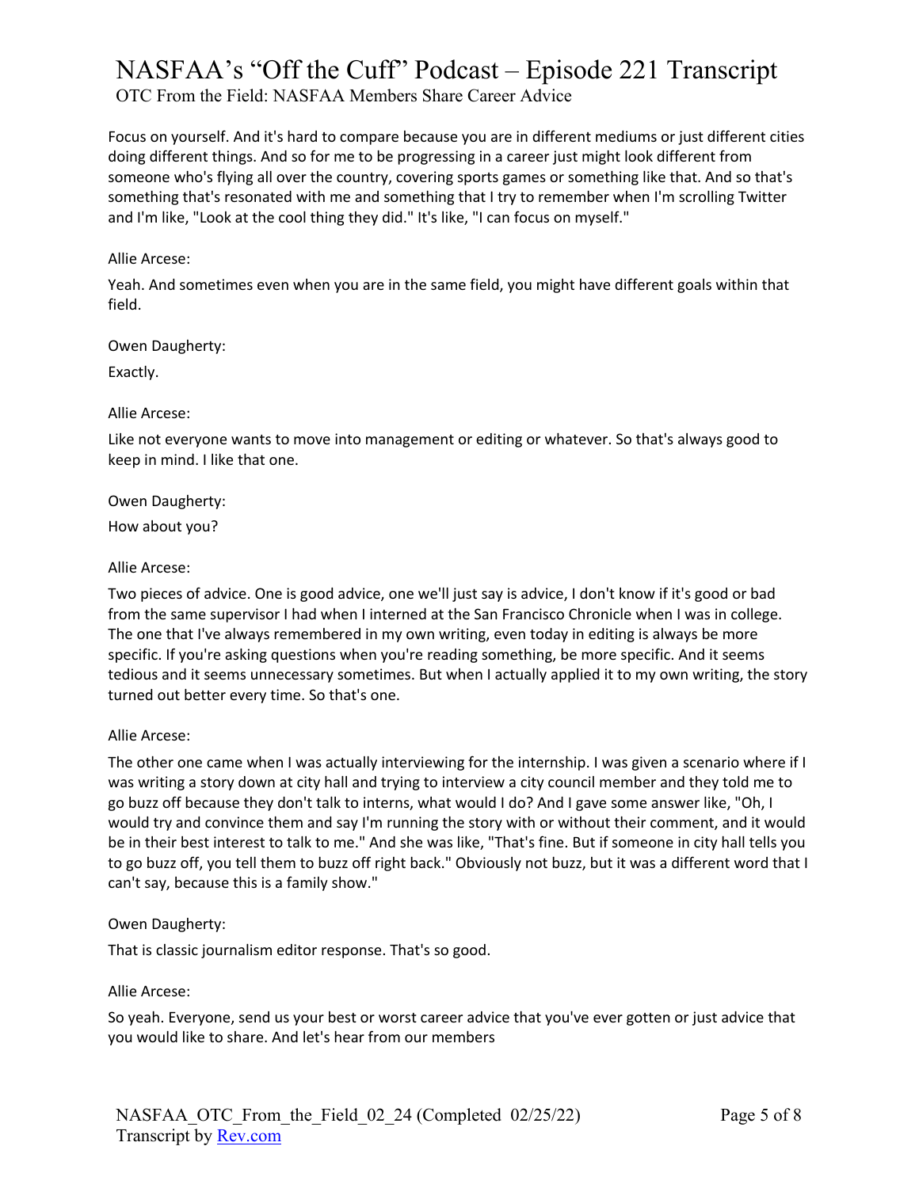Focus on yourself. And it's hard to compare because you are in different mediums or just different cities doing different things. And so for me to be progressing in a career just might look different from someone who's flying all over the country, covering sports games or something like that. And so that's something that's resonated with me and something that I try to remember when I'm scrolling Twitter and I'm like, "Look at the cool thing they did." It's like, "I can focus on myself."

Allie Arcese:

Yeah. And sometimes even when you are in the same field, you might have different goals within that field.

Owen Daugherty:

Exactly.

Allie Arcese:

Like not everyone wants to move into management or editing or whatever. So that's always good to keep in mind. I like that one.

Owen Daugherty:

How about you?

Allie Arcese:

Two pieces of advice. One is good advice, one we'll just say is advice, I don't know if it's good or bad from the same supervisor I had when I interned at the San Francisco Chronicle when I was in college. The one that I've always remembered in my own writing, even today in editing is always be more specific. If you're asking questions when you're reading something, be more specific. And it seems tedious and it seems unnecessary sometimes. But when I actually applied it to my own writing, the story turned out better every time. So that's one.

Allie Arcese:

The other one came when I was actually interviewing for the internship. I was given a scenario where if I was writing a story down at city hall and trying to interview a city council member and they told me to go buzz off because they don't talk to interns, what would I do? And I gave some answer like, "Oh, I would try and convince them and say I'm running the story with or without their comment, and it would be in their best interest to talk to me." And she was like, "That's fine. But if someone in city hall tells you to go buzz off, you tell them to buzz off right back." Obviously not buzz, but it was a different word that I can't say, because this is a family show."

Owen Daugherty:

That is classic journalism editor response. That's so good.

Allie Arcese:

So yeah. Everyone, send us your best or worst career advice that you've ever gotten or just advice that you would like to share. And let's hear from our members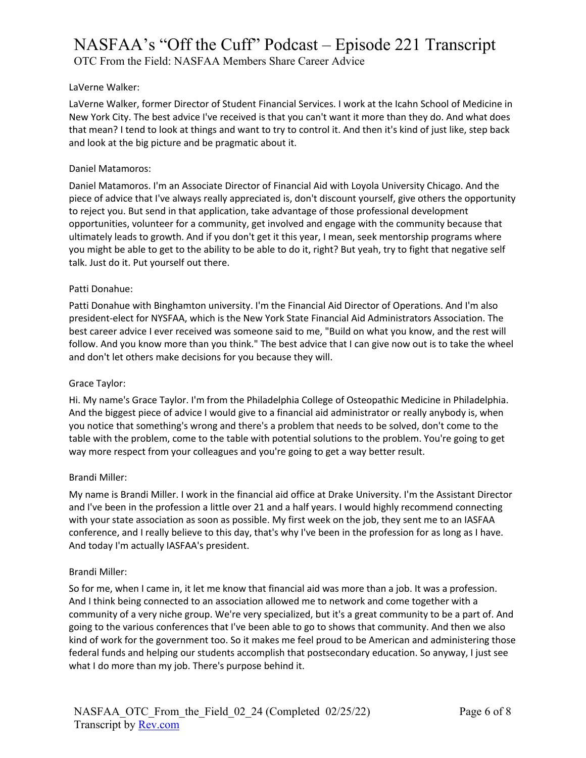LaVerne Walker:

LaVerne Walker, former Director of Student Financial Services. I work at the Icahn School of Medicine in New York City. The best advice I've received is that you can't want it more than they do. And what does that mean? I tend to look at things and want to try to control it. And then it's kind of just like, step back and look at the big picture and be pragmatic about it.

Daniel Matamoros:

Daniel Matamoros. I'm an Associate Director of Financial Aid with Loyola University Chicago. And the piece of advice that I've always really appreciated is, don't discount yourself, give others the opportunity to reject you. But send in that application, take advantage of those professional development opportunities, volunteer for a community, get involved and engage with the community because that ultimately leads to growth. And if you don't get it this year, I mean, seek mentorship programs where you might be able to get to the ability to be able to do it, right? But yeah, try to fight that negative self talk. Just do it. Put yourself out there.

Patti Donahue:

Patti Donahue with Binghamton university. I'm the Financial Aid Director of Operations. And I'm also president-elect for NYSFAA, which is the New York State Financial Aid Administrators Association. The best career advice I ever received was someone said to me, "Build on what you know, and the rest will follow. And you know more than you think." The best advice that I can give now out is to take the wheel and don't let others make decisions for you because they will.

Grace Taylor:

Hi. My name's Grace Taylor. I'm from the Philadelphia College of Osteopathic Medicine in Philadelphia. And the biggest piece of advice I would give to a financial aid administrator or really anybody is, when you notice that something's wrong and there's a problem that needs to be solved, don't come to the table with the problem, come to the table with potential solutions to the problem. You're going to get way more respect from your colleagues and you're going to get a way better result.

Brandi Miller:

My name is Brandi Miller. I work in the financial aid office at Drake University. I'm the Assistant Director and I've been in the profession a little over 21 and a half years. I would highly recommend connecting with your state association as soon as possible. My first week on the job, they sent me to an IASFAA conference, and I really believe to this day, that's why I've been in the profession for as long as I have. And today I'm actually IASFAA's president.

Brandi Miller:

So for me, when I came in, it let me know that financial aid was more than a job. It was a profession. And I think being connected to an association allowed me to network and come together with a community of a very niche group. We're very specialized, but it's a great community to be a part of. And going to the various conferences that I've been able to go to shows that community. And then we also kind of work for the government too. So it makes me feel proud to be American and administering those federal funds and helping our students accomplish that postsecondary education. So anyway, I just see what I do more than my job. There's purpose behind it.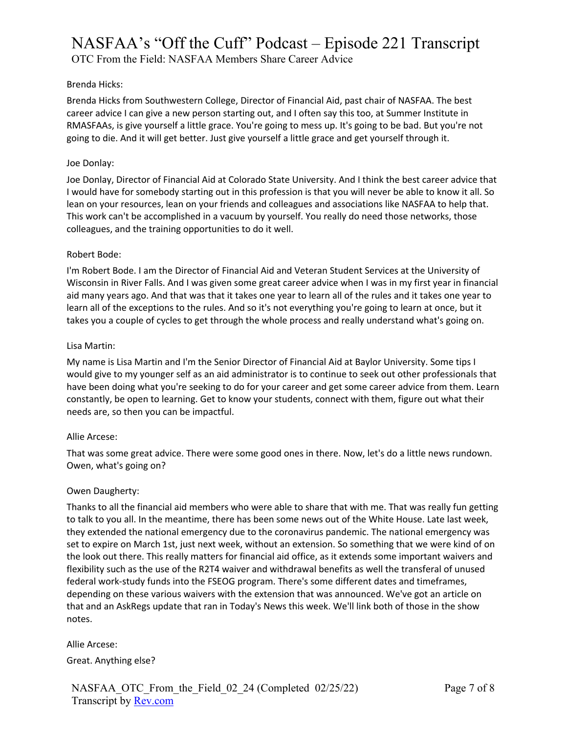Brenda Hicks:

Brenda Hicks from Southwestern College, Director of Financial Aid, past chair of NASFAA. The best career advice I can give a new person starting out, and I often say this too, at Summer Institute in RMASFAAs, is give yourself a little grace. You're going to mess up. It's going to be bad. But you're not going to die. And it will get better. Just give yourself a little grace and get yourself through it.

Joe Donlay:

Joe Donlay, Director of Financial Aid at Colorado State University. And I think the best career advice that I would have for somebody starting out in this profession is that you will never be able to know it all. So lean on your resources, lean on your friends and colleagues and associations like NASFAA to help that. This work can't be accomplished in a vacuum by yourself. You really do need those networks, those colleagues, and the training opportunities to do it well.

Robert Bode:

I'm Robert Bode. I am the Director of Financial Aid and Veteran Student Services at the University of Wisconsin in River Falls. And I was given some great career advice when I was in my first year in financial aid many years ago. And that was that it takes one year to learn all of the rules and it takes one year to learn all of the exceptions to the rules. And so it's not everything you're going to learn at once, but it takes you a couple of cycles to get through the whole process and really understand what's going on.

Lisa Martin:

My name is Lisa Martin and I'm the Senior Director of Financial Aid at Baylor University. Some tips I would give to my younger self as an aid administrator is to continue to seek out other professionals that have been doing what you're seeking to do for your career and get some career advice from them. Learn constantly, be open to learning. Get to know your students, connect with them, figure out what their needs are, so then you can be impactful.

Allie Arcese:

That was some great advice. There were some good ones in there. Now, let's do a little news rundown. Owen, what's going on?

Owen Daugherty:

Thanks to all the financial aid members who were able to share that with me. That was really fun getting to talk to you all. In the meantime, there has been some news out of the White House. Late last week, they extended the national emergency due to the coronavirus pandemic. The national emergency was set to expire on March 1st, just next week, without an extension. So something that we were kind of on the look out there. This really matters for financial aid office, as it extends some important waivers and flexibility such as the use of the R2T4 waiver and withdrawal benefits as well the transferal of unused federal work-study funds into the FSEOG program. There's some different dates and timeframes, depending on these various waivers with the extension that was announced. We've got an article on that and an AskRegs update that ran in Today's News this week. We'll link both of those in the show notes.

Allie Arcese:

Great. Anything else?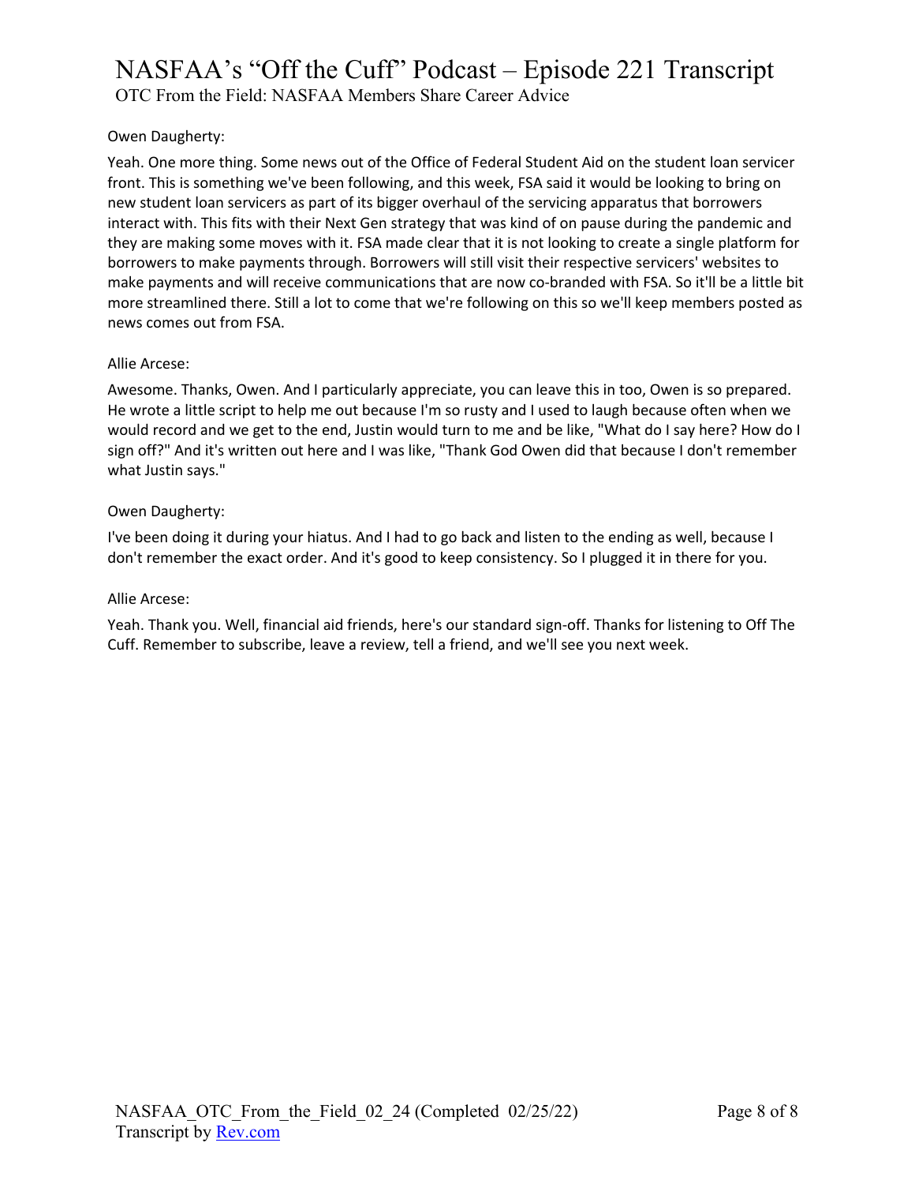Owen Daugherty:

Yeah. One more thing. Some news out of the Office of Federal Student Aid on the student loan servicer front. This is something we've been following, and this week, FSA said it would be looking to bring on new student loan servicers as part of its bigger overhaul of the servicing apparatus that borrowers interact with. This fits with their Next Gen strategy that was kind of on pause during the pandemic and they are making some moves with it. FSA made clear that it is not looking to create a single platform for borrowers to make payments through. Borrowers will still visit their respective servicers' websites to make payments and will receive communications that are now co-branded with FSA. So it'll be a little bit more streamlined there. Still a lot to come that we're following on this so we'll keep members posted as news comes out from FSA.

Allie Arcese:

Awesome. Thanks, Owen. And I particularly appreciate, you can leave this in too, Owen is so prepared. He wrote a little script to help me out because I'm so rusty and I used to laugh because often when we would record and we get to the end, Justin would turn to me and be like, "What do I say here? How do I sign off?" And it's written out here and I was like, "Thank God Owen did that because I don't remember what Justin says."

Owen Daugherty:

I've been doing it during your hiatus. And I had to go back and listen to the ending as well, because I don't remember the exact order. And it's good to keep consistency. So I plugged it in there for you.

Allie Arcese:

Yeah. Thank you. Well, financial aid friends, here's our standard sign-off. Thanks for listening to Off The Cuff. Remember to subscribe, leave a review, tell a friend, and we'll see you next week.